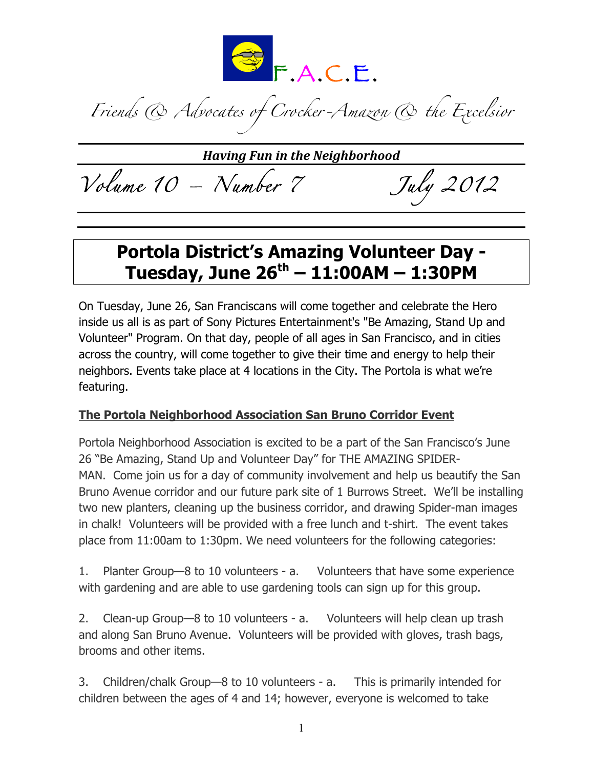F.A.C.E.

*Friends & Advocates of Crocker-Amazon & the Excelsior*

***Having Fun in the Neighborhood***

*Volume 10 – Number 7* *July 2012*

# Portola District's Amazing Volunteer Day - Tuesday, June 26th – 11:00AM – 1:30PM

On Tuesday, June 26, San Franciscans will come together and celebrate the Hero inside us all is as part of Sony Pictures Entertainment's "Be Amazing, Stand Up and Volunteer" Program. On that day, people of all ages in San Francisco, and in cities across the country, will come together to give their time and energy to help their neighbors. Events take place at 4 locations in the City. The Portola is what we're featuring.

**The Portola Neighborhood Association San Bruno Corridor Event**

Portola Neighborhood Association is excited to be a part of the San Francisco's June 26 "Be Amazing, Stand Up and Volunteer Day" for THE AMAZING SPIDER-MAN. Come join us for a day of community involvement and help us beautify the San Bruno Avenue corridor and our future park site of 1 Burrows Street. We'll be installing two new planters, cleaning up the business corridor, and drawing Spider-man images in chalk! Volunteers will be provided with a free lunch and t-shirt. The event takes place from 11:00am to 1:30pm. We need volunteers for the following categories:

1. Planter Group—8 to 10 volunteers - a. Volunteers that have some experience with gardening and are able to use gardening tools can sign up for this group.

2. Clean-up Group—8 to 10 volunteers - a. Volunteers will help clean up trash and along San Bruno Avenue. Volunteers will be provided with gloves, trash bags, brooms and other items.

3. Children/chalk Group—8 to 10 volunteers - a. This is primarily intended for children between the ages of 4 and 14; however, everyone is welcomed to take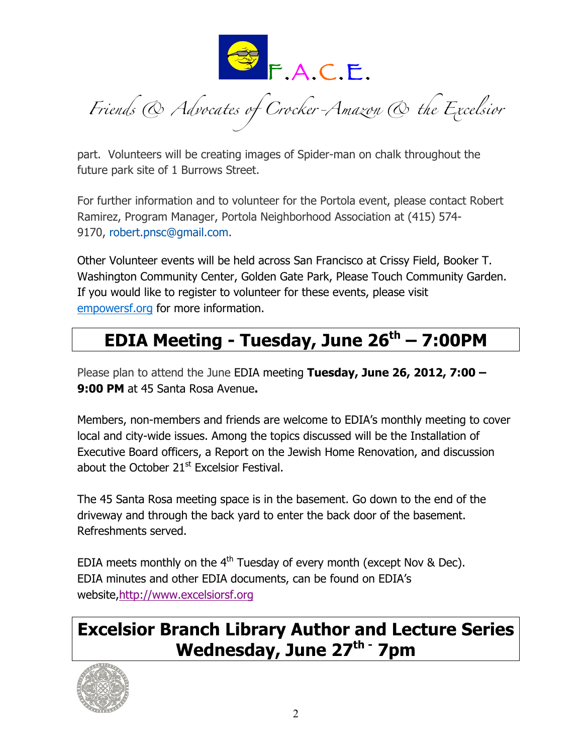part. Volunteers will be creating images of Spider-man on chalk throughout the future park site of 1 Burrows Street.

For further information and to volunteer for the Portola event, please contact Robert Ramirez, Program Manager, Portola Neighborhood Association at (415) 574-9170, robert.pnsc@gmail.com.

Other Volunteer events will be held across San Francisco at Crissy Field, Booker T. Washington Community Center, Golden Gate Park, Please Touch Community Garden. If you would like to register to volunteer for these events, please visit empowersf.org for more information.

## EDIA Meeting - Tuesday, June 26th – 7:00PM

Please plan to attend the June EDIA meeting **Tuesday, June 26, 2012, 7:00 – 9:00 PM** at 45 Santa Rosa Avenue**.**

Members, non-members and friends are welcome to EDIA's monthly meeting to cover local and city-wide issues. Among the topics discussed will be the Installation of Executive Board officers, a Report on the Jewish Home Renovation, and discussion about the October 21st Excelsior Festival.

The 45 Santa Rosa meeting space is in the basement. Go down to the end of the driveway and through the back yard to enter the back door of the basement. Refreshments served.

EDIA meets monthly on the 4th Tuesday of every month (except Nov & Dec). EDIA minutes and other EDIA documents, can be found on EDIA's website, http://www.excelsiorsf.org

## Excelsior Branch Library Author and Lecture Series Wednesday, June 27th - 7pm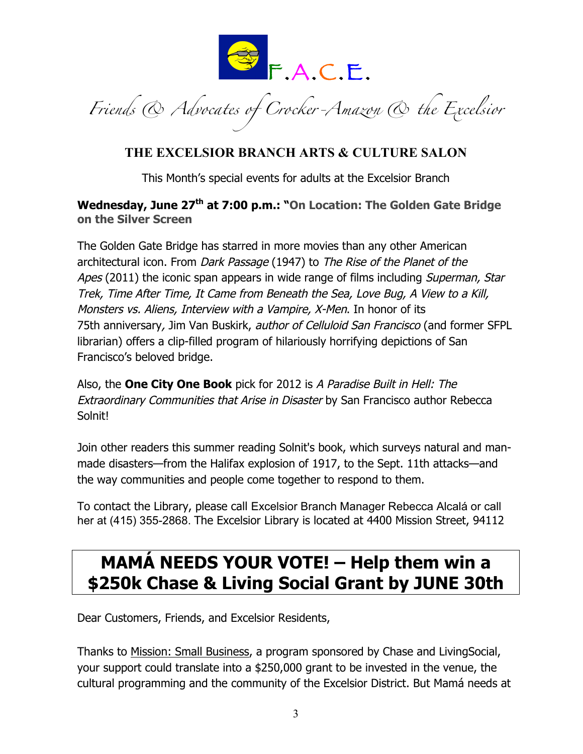F.A.C.E.

*Friends & Advocates of Crocker-Amazon & the Excelsior*

## THE EXCELSIOR BRANCH ARTS & CULTURE SALON

This Month's special events for adults at the Excelsior Branch

**Wednesday, June 27th at 7:00 p.m.: "On Location: The Golden Gate Bridge on the Silver Screen**

The Golden Gate Bridge has starred in more movies than any other American architectural icon. From *Dark Passage* (1947) to *The Rise of the Planet of the Apes* (2011) the iconic span appears in wide range of films including *Superman, Star Trek, Time After Time, It Came from Beneath the Sea, Love Bug, A View to a Kill, Monsters vs. Aliens, Interview with a Vampire, X-Men*. In honor of its 75th anniversary, Jim Van Buskirk, *author of Celluloid San Francisco* (and former SFPL librarian) offers a clip-filled program of hilariously horrifying depictions of San Francisco's beloved bridge.

Also, the **One City One Book** pick for 2012 is *A Paradise Built in Hell: The Extraordinary Communities that Arise in Disaster* by San Francisco author Rebecca Solnit!

Join other readers this summer reading Solnit's book, which surveys natural and man-made disasters—from the Halifax explosion of 1917, to the Sept. 11th attacks—and the way communities and people come together to respond to them.

To contact the Library, please call Excelsior Branch Manager Rebecca Alcalá or call her at (415) 355-2868. The Excelsior Library is located at 4400 Mission Street, 94112

# MAMÁ NEEDS YOUR VOTE! – Help them win a $250k Chase & Living Social Grant by JUNE 30th

Dear Customers, Friends, and Excelsior Residents,

Thanks to Mission: Small Business, a program sponsored by Chase and LivingSocial, your support could translate into a $250,000 grant to be invested in the venue, the cultural programming and the community of the Excelsior District. But Mamá needs at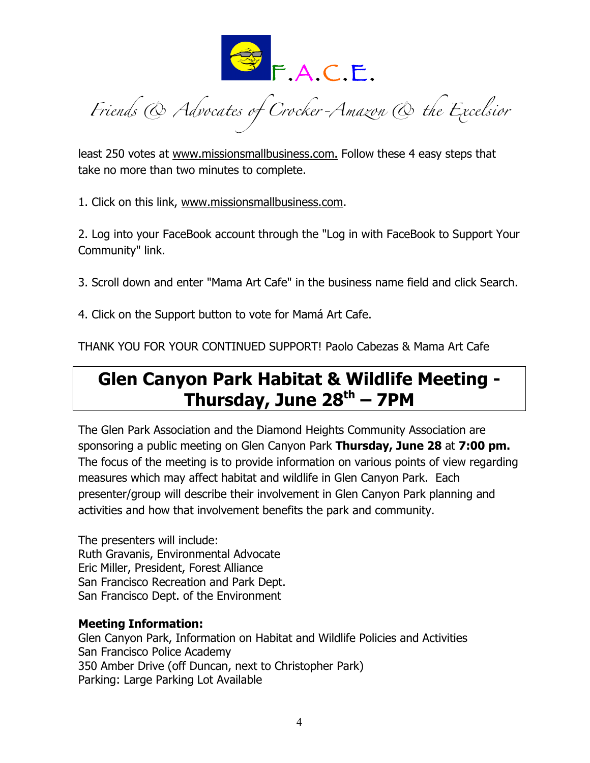least 250 votes at www.missionsmallbusiness.com. Follow these 4 easy steps that take no more than two minutes to complete.

1. Click on this link, www.missionsmallbusiness.com.

2. Log into your FaceBook account through the "Log in with FaceBook to Support Your Community" link.

3. Scroll down and enter "Mama Art Cafe" in the business name field and click Search.

4. Click on the Support button to vote for Mamá Art Cafe.

THANK YOU FOR YOUR CONTINUED SUPPORT! Paolo Cabezas & Mama Art Cafe

## Glen Canyon Park Habitat & Wildlife Meeting - Thursday, June 28th – 7PM

The Glen Park Association and the Diamond Heights Community Association are sponsoring a public meeting on Glen Canyon Park **Thursday, June 28** at **7:00 pm.** The focus of the meeting is to provide information on various points of view regarding measures which may affect habitat and wildlife in Glen Canyon Park. Each presenter/group will describe their involvement in Glen Canyon Park planning and activities and how that involvement benefits the park and community.

The presenters will include:
Ruth Gravanis, Environmental Advocate
Eric Miller, President, Forest Alliance
San Francisco Recreation and Park Dept.
San Francisco Dept. of the Environment

**Meeting Information:**
Glen Canyon Park, Information on Habitat and Wildlife Policies and Activities
San Francisco Police Academy
350 Amber Drive (off Duncan, next to Christopher Park)
Parking: Large Parking Lot Available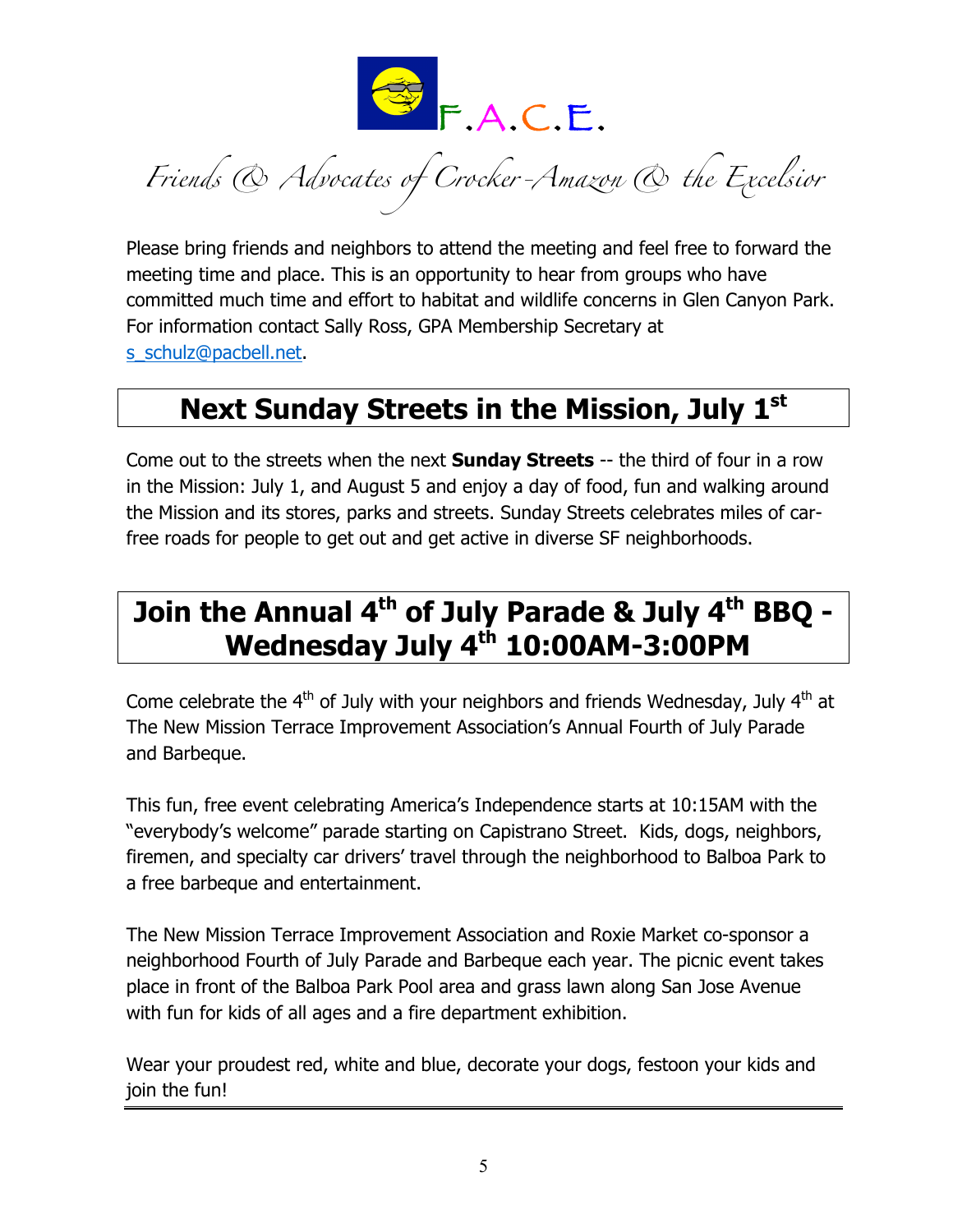F.A.C.E.

*Friends & Advocates of Crocker-Amazon & the Excelsior*

Please bring friends and neighbors to attend the meeting and feel free to forward the meeting time and place. This is an opportunity to hear from groups who have committed much time and effort to habitat and wildlife concerns in Glen Canyon Park. For information contact Sally Ross, GPA Membership Secretary at s_schulz@pacbell.net.

## Next Sunday Streets in the Mission, July 1st

Come out to the streets when the next **Sunday Streets** -- the third of four in a row in the Mission: July 1, and August 5 and enjoy a day of food, fun and walking around the Mission and its stores, parks and streets. Sunday Streets celebrates miles of car-free roads for people to get out and get active in diverse SF neighborhoods.

## Join the Annual 4th of July Parade & July 4th BBQ - Wednesday July 4th 10:00AM-3:00PM

Come celebrate the 4th of July with your neighbors and friends Wednesday, July 4th at The New Mission Terrace Improvement Association's Annual Fourth of July Parade and Barbeque.

This fun, free event celebrating America's Independence starts at 10:15AM with the "everybody's welcome" parade starting on Capistrano Street. Kids, dogs, neighbors, firemen, and specialty car drivers' travel through the neighborhood to Balboa Park to a free barbeque and entertainment.

The New Mission Terrace Improvement Association and Roxie Market co-sponsor a neighborhood Fourth of July Parade and Barbeque each year. The picnic event takes place in front of the Balboa Park Pool area and grass lawn along San Jose Avenue with fun for kids of all ages and a fire department exhibition.

Wear your proudest red, white and blue, decorate your dogs, festoon your kids and join the fun!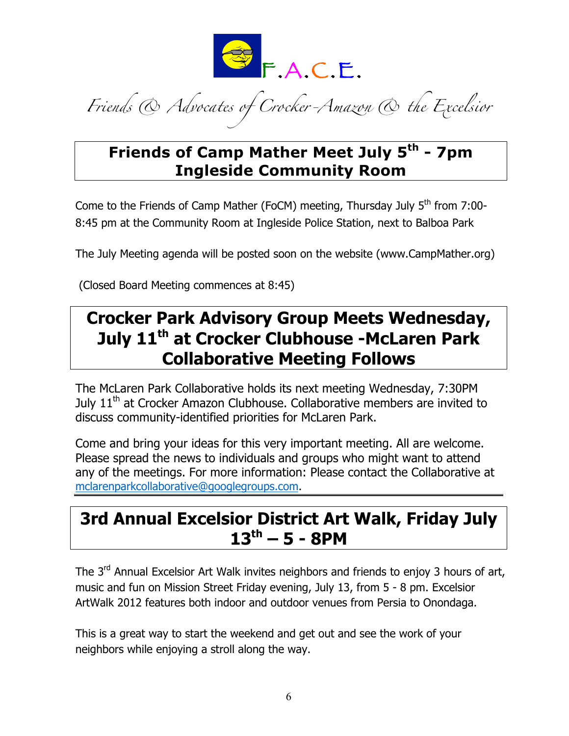F.A.C.E.

*Friends & Advocates of Crocker-Amazon & the Excelsior*

## Friends of Camp Mather Meet July 5th - 7pm Ingleside Community Room

Come to the Friends of Camp Mather (FoCM) meeting, Thursday July 5th from 7:00-8:45 pm at the Community Room at Ingleside Police Station, next to Balboa Park

The July Meeting agenda will be posted soon on the website (www.CampMather.org)

(Closed Board Meeting commences at 8:45)

## Crocker Park Advisory Group Meets Wednesday, July 11th at Crocker Clubhouse -McLaren Park Collaborative Meeting Follows

The McLaren Park Collaborative holds its next meeting Wednesday, 7:30PM July 11th at Crocker Amazon Clubhouse. Collaborative members are invited to discuss community-identified priorities for McLaren Park.

Come and bring your ideas for this very important meeting. All are welcome. Please spread the news to individuals and groups who might want to attend any of the meetings. For more information: Please contact the Collaborative at mclarenparkcollaborative@googlegroups.com.

## 3rd Annual Excelsior District Art Walk, Friday July 13th – 5 - 8PM

The 3rd Annual Excelsior Art Walk invites neighbors and friends to enjoy 3 hours of art, music and fun on Mission Street Friday evening, July 13, from 5 - 8 pm. Excelsior ArtWalk 2012 features both indoor and outdoor venues from Persia to Onondaga.

This is a great way to start the weekend and get out and see the work of your neighbors while enjoying a stroll along the way.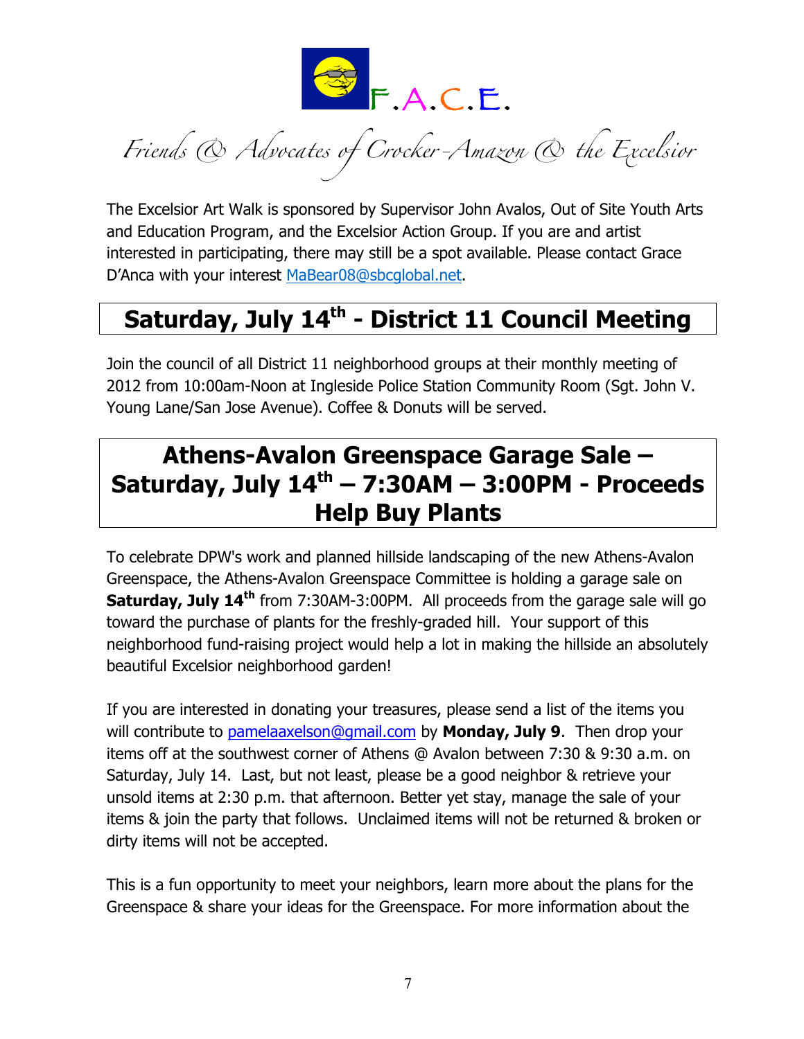F.A.C.E.

*Friends & Advocates of Crocker-Amazon & the Excelsior*

The Excelsior Art Walk is sponsored by Supervisor John Avalos, Out of Site Youth Arts and Education Program, and the Excelsior Action Group. If you are and artist interested in participating, there may still be a spot available. Please contact Grace D'Anca with your interest MaBear08@sbcglobal.net.

## Saturday, July 14th - District 11 Council Meeting

Join the council of all District 11 neighborhood groups at their monthly meeting of 2012 from 10:00am-Noon at Ingleside Police Station Community Room (Sgt. John V. Young Lane/San Jose Avenue). Coffee & Donuts will be served.

## Athens-Avalon Greenspace Garage Sale – Saturday, July 14th – 7:30AM – 3:00PM - Proceeds Help Buy Plants

To celebrate DPW's work and planned hillside landscaping of the new Athens-Avalon Greenspace, the Athens-Avalon Greenspace Committee is holding a garage sale on **Saturday, July 14th** from 7:30AM-3:00PM. All proceeds from the garage sale will go toward the purchase of plants for the freshly-graded hill. Your support of this neighborhood fund-raising project would help a lot in making the hillside an absolutely beautiful Excelsior neighborhood garden!

If you are interested in donating your treasures, please send a list of the items you will contribute to pamelaaxelson@gmail.com by **Monday, July 9**. Then drop your items off at the southwest corner of Athens @ Avalon between 7:30 & 9:30 a.m. on Saturday, July 14. Last, but not least, please be a good neighbor & retrieve your unsold items at 2:30 p.m. that afternoon. Better yet stay, manage the sale of your items & join the party that follows. Unclaimed items will not be returned & broken or dirty items will not be accepted.

This is a fun opportunity to meet your neighbors, learn more about the plans for the Greenspace & share your ideas for the Greenspace. For more information about the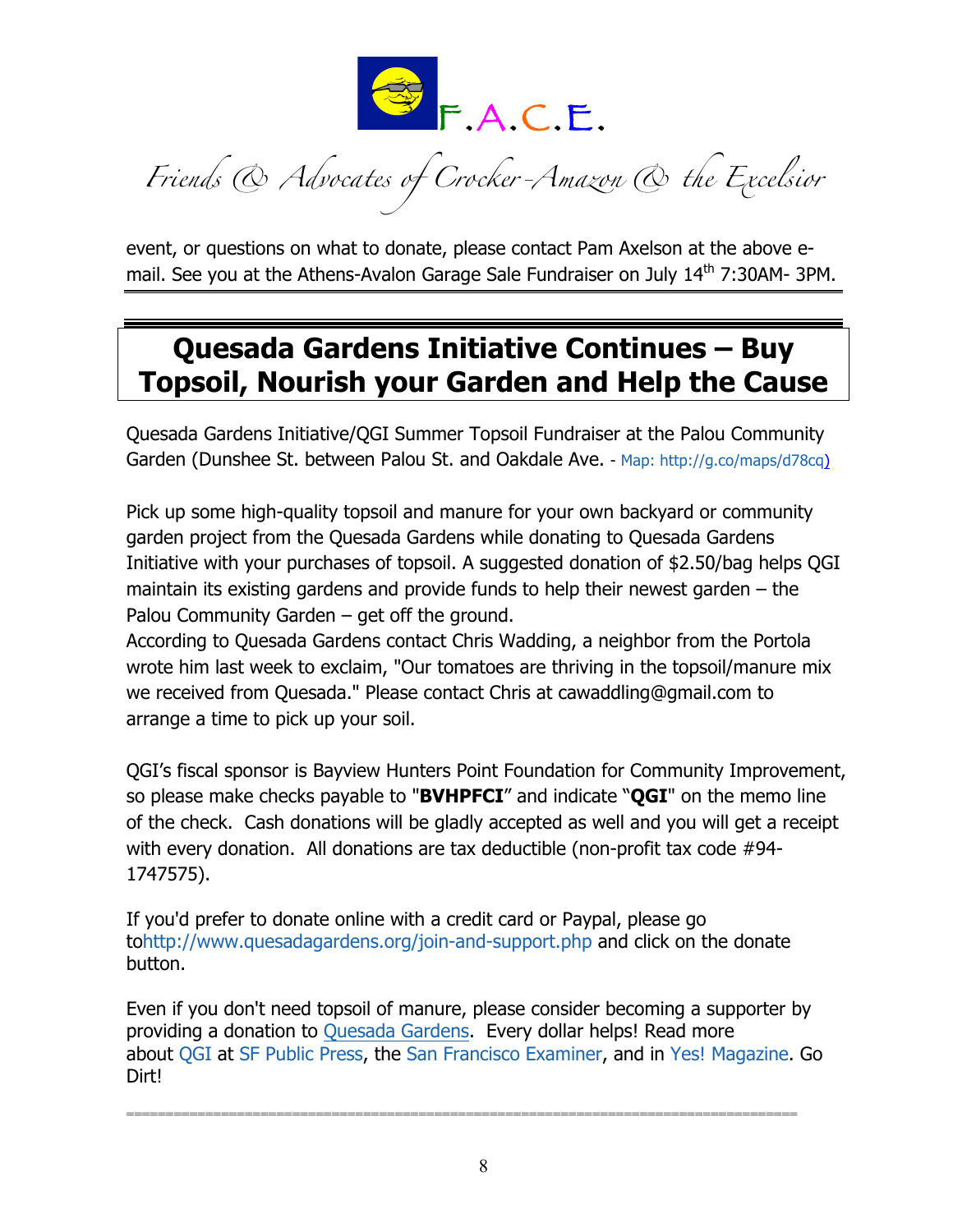event, or questions on what to donate, please contact Pam Axelson at the above e-mail. See you at the Athens-Avalon Garage Sale Fundraiser on July 14th 7:30AM- 3PM.

## Quesada Gardens Initiative Continues – Buy Topsoil, Nourish your Garden and Help the Cause

Quesada Gardens Initiative/QGI Summer Topsoil Fundraiser at the Palou Community Garden (Dunshee St. between Palou St. and Oakdale Ave. - Map: http://g.co/maps/d78cq)

Pick up some high-quality topsoil and manure for your own backyard or community garden project from the Quesada Gardens while donating to Quesada Gardens Initiative with your purchases of topsoil. A suggested donation of $2.50/bag helps QGI maintain its existing gardens and provide funds to help their newest garden – the Palou Community Garden – get off the ground.
According to Quesada Gardens contact Chris Wadding, a neighbor from the Portola wrote him last week to exclaim, "Our tomatoes are thriving in the topsoil/manure mix we received from Quesada." Please contact Chris at cawaddling@gmail.com to arrange a time to pick up your soil.

QGI's fiscal sponsor is Bayview Hunters Point Foundation for Community Improvement, so please make checks payable to "**BVHPFCI**" and indicate "**QGI**" on the memo line of the check. Cash donations will be gladly accepted as well and you will get a receipt with every donation. All donations are tax deductible (non-profit tax code #94-1747575).

If you'd prefer to donate online with a credit card or Paypal, please go tohttp://www.quesadagardens.org/join-and-support.php and click on the donate button.

Even if you don't need topsoil of manure, please consider becoming a supporter by providing a donation to Quesada Gardens. Every dollar helps! Read more about QGI at SF Public Press, the San Francisco Examiner, and in Yes! Magazine. Go Dirt!

===========================================================================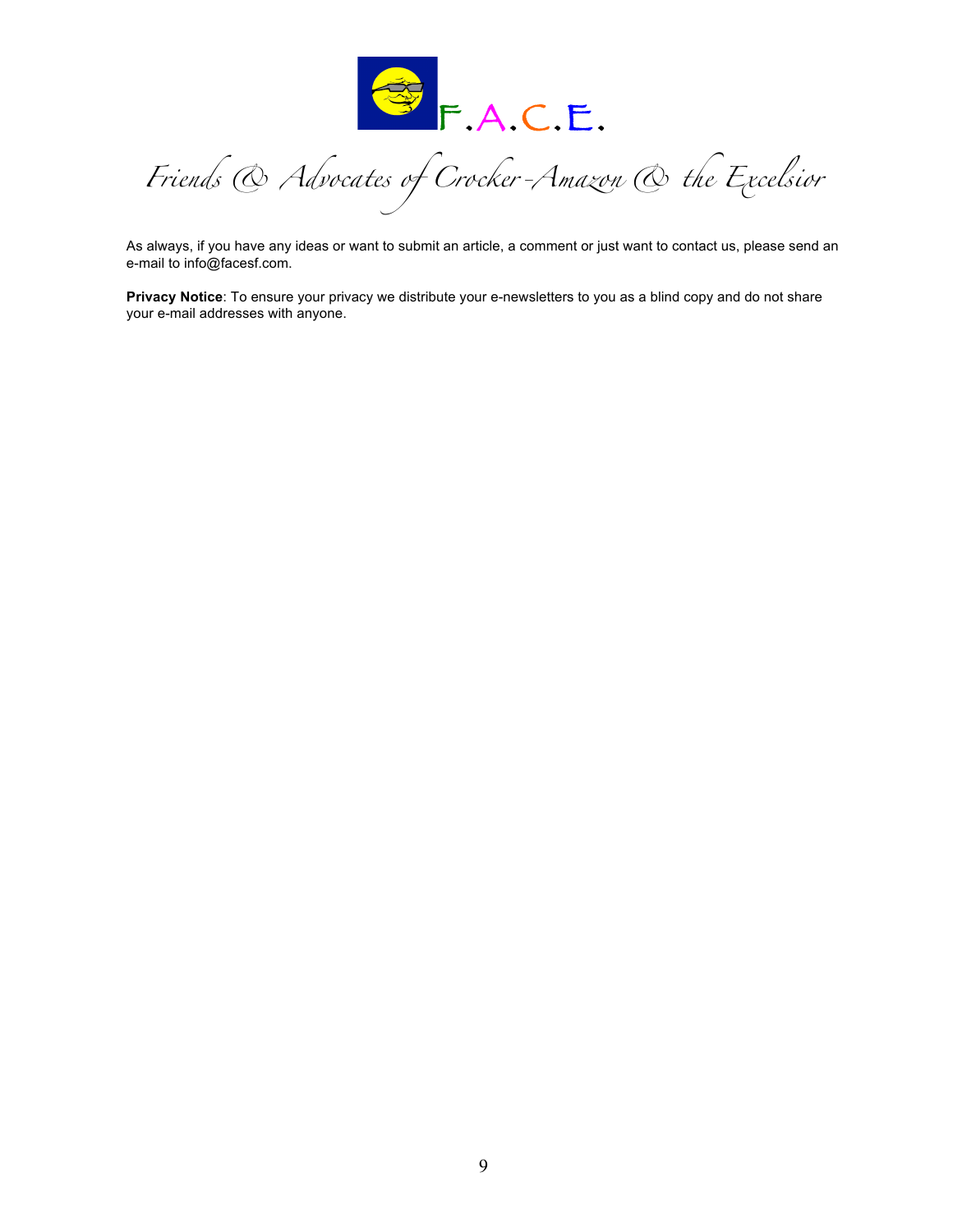F.A.C.E.

*Friends & Advocates of Crocker-Amazon & the Excelsior*

As always, if you have any ideas or want to submit an article, a comment or just want to contact us, please send an e-mail to info@facesf.com.

**Privacy Notice**: To ensure your privacy we distribute your e-newsletters to you as a blind copy and do not share your e-mail addresses with anyone.